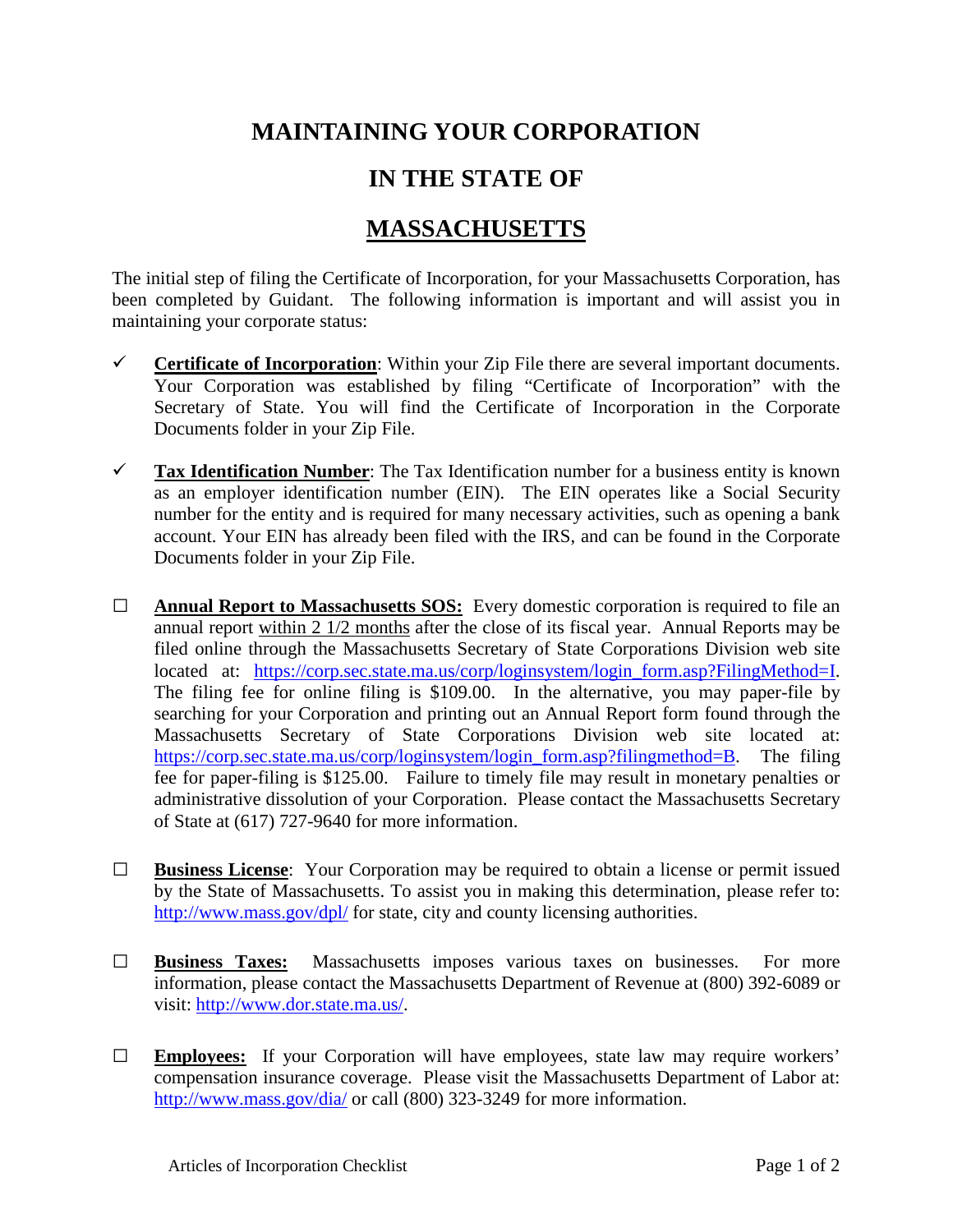# MAINTAINING YOUR CORPORATION

# IN THE STATE OF

# MASSACHUSETTS

The initial step of filing the Certificate of Incorporation, for your Massachusetts Corporation, has been completed by Guidant. The following information is important and will assist you in maintaining your corporate status:

- ✓ **Certificate of Incorporation**: Within your Zip File there are several important documents. Your Corporation was established by filing "Certificate of Incorporation" with the Secretary of State. You will find the Certificate of Incorporation in the Corporate Documents folder in your Zip File.

- ✓ **Tax Identification Number**: The Tax Identification number for a business entity is known as an employer identification number (EIN). The EIN operates like a Social Security number for the entity and is required for many necessary activities, such as opening a bank account. Your EIN has already been filed with the IRS, and can be found in the Corporate Documents folder in your Zip File.

- ☐ **Annual Report to Massachusetts SOS:** Every domestic corporation is required to file an annual report within 2 1/2 months after the close of its fiscal year. Annual Reports may be filed online through the Massachusetts Secretary of State Corporations Division web site located at: https://corp.sec.state.ma.us/corp/loginsystem/login_form.asp?FilingMethod=I. The filing fee for online filing is $109.00. In the alternative, you may paper-file by searching for your Corporation and printing out an Annual Report form found through the Massachusetts Secretary of State Corporations Division web site located at: https://corp.sec.state.ma.us/corp/loginsystem/login_form.asp?filingmethod=B. The filing fee for paper-filing is $125.00. Failure to timely file may result in monetary penalties or administrative dissolution of your Corporation. Please contact the Massachusetts Secretary of State at (617) 727-9640 for more information.

- ☐ **Business License**: Your Corporation may be required to obtain a license or permit issued by the State of Massachusetts. To assist you in making this determination, please refer to: http://www.mass.gov/dpl/ for state, city and county licensing authorities.

- ☐ **Business Taxes:** Massachusetts imposes various taxes on businesses. For more information, please contact the Massachusetts Department of Revenue at (800) 392-6089 or visit: http://www.dor.state.ma.us/.

- ☐ **Employees:** If your Corporation will have employees, state law may require workers' compensation insurance coverage. Please visit the Massachusetts Department of Labor at: http://www.mass.gov/dia/ or call (800) 323-3249 for more information.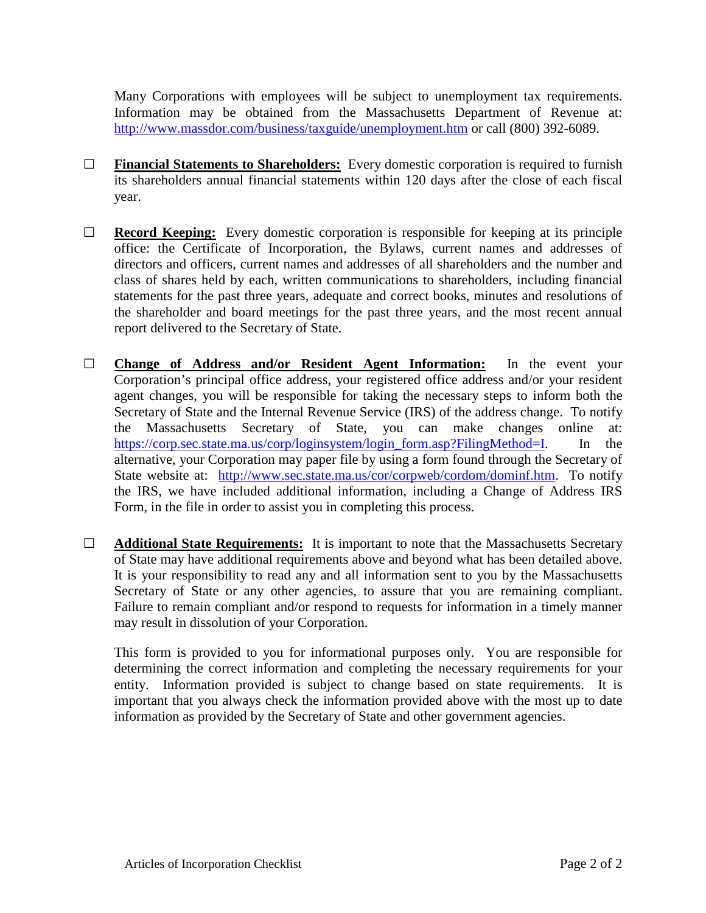Many Corporations with employees will be subject to unemployment tax requirements. Information may be obtained from the Massachusetts Department of Revenue at: http://www.massdor.com/business/taxguide/unemployment.htm or call (800) 392-6089.

☐ **Financial Statements to Shareholders:** Every domestic corporation is required to furnish its shareholders annual financial statements within 120 days after the close of each fiscal year.

☐ **Record Keeping:** Every domestic corporation is responsible for keeping at its principle office: the Certificate of Incorporation, the Bylaws, current names and addresses of directors and officers, current names and addresses of all shareholders and the number and class of shares held by each, written communications to shareholders, including financial statements for the past three years, adequate and correct books, minutes and resolutions of the shareholder and board meetings for the past three years, and the most recent annual report delivered to the Secretary of State.

☐ **Change of Address and/or Resident Agent Information:** In the event your Corporation's principal office address, your registered office address and/or your resident agent changes, you will be responsible for taking the necessary steps to inform both the Secretary of State and the Internal Revenue Service (IRS) of the address change. To notify the Massachusetts Secretary of State, you can make changes online at: https://corp.sec.state.ma.us/corp/loginsystem/login_form.asp?FilingMethod=I. In the alternative, your Corporation may paper file by using a form found through the Secretary of State website at: http://www.sec.state.ma.us/cor/corpweb/cordom/dominf.htm. To notify the IRS, we have included additional information, including a Change of Address IRS Form, in the file in order to assist you in completing this process.

☐ **Additional State Requirements:** It is important to note that the Massachusetts Secretary of State may have additional requirements above and beyond what has been detailed above. It is your responsibility to read any and all information sent to you by the Massachusetts Secretary of State or any other agencies, to assure that you are remaining compliant. Failure to remain compliant and/or respond to requests for information in a timely manner may result in dissolution of your Corporation.

This form is provided to you for informational purposes only. You are responsible for determining the correct information and completing the necessary requirements for your entity. Information provided is subject to change based on state requirements. It is important that you always check the information provided above with the most up to date information as provided by the Secretary of State and other government agencies.